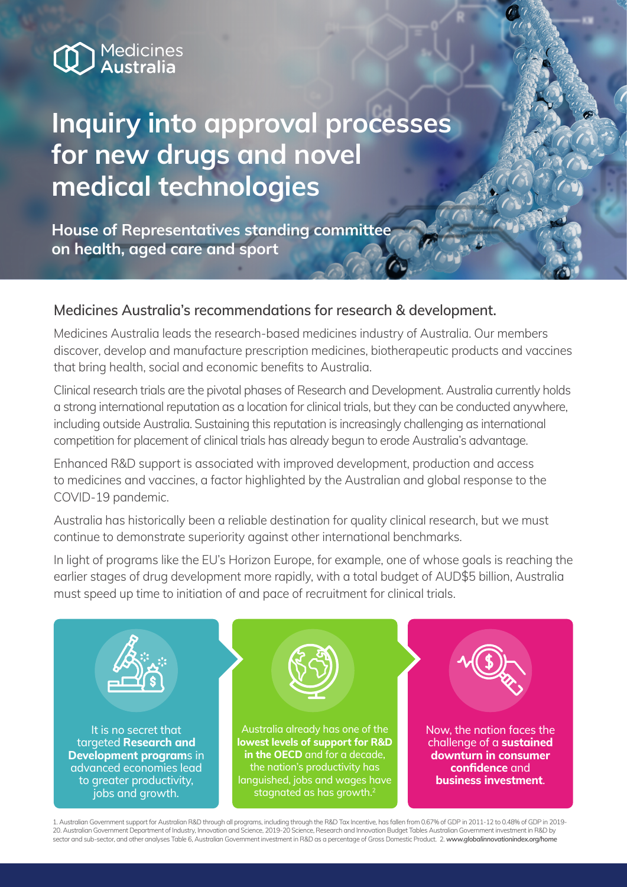Medicines Australia

# Inquiry into approval processes for new drugs and novel medical technologies

**House of Representatives standing committee on health, aged care and sport**

## Medicines Australia's recommendations for research & development.

Medicines Australia leads the research-based medicines industry of Australia. Our members discover, develop and manufacture prescription medicines, biotherapeutic products and vaccines that bring health, social and economic benefits to Australia.

Clinical research trials are the pivotal phases of Research and Development. Australia currently holds a strong international reputation as a location for clinical trials, but they can be conducted anywhere, including outside Australia. Sustaining this reputation is increasingly challenging as international competition for placement of clinical trials has already begun to erode Australia's advantage.

Enhanced R&D support is associated with improved development, production and access to medicines and vaccines, a factor highlighted by the Australian and global response to the COVID-19 pandemic.

Australia has historically been a reliable destination for quality clinical research, but we must continue to demonstrate superiority against other international benchmarks.

In light of programs like the EU's Horizon Europe, for example, one of whose goals is reaching the earlier stages of drug development more rapidly, with a total budget of AUD$5 billion, Australia must speed up time to initiation of and pace of recruitment for clinical trials.

It is no secret that targeted **Research and Development programs** in advanced economies lead to greater productivity, jobs and growth.

Australia already has one of the **lowest levels of support for R&D in the OECD** and for a decade, the nation's productivity has languished, jobs and wages have stagnated as has growth.[2]

Now, the nation faces the challenge of a **sustained downturn in consumer confidence** and **business investment**.

1. Australian Government support for Australian R&D through all programs, including through the R&D Tax Incentive, has fallen from 0.67% of GDP in 2011-12 to 0.48% of GDP in 2019-20. Australian Government Department of Industry, Innovation and Science, 2019-20 Science, Research and Innovation Budget Tables Australian Government investment in R&D by sector and sub-sector, and other analyses Table 6, Australian Government investment in R&D as a percentage of Gross Domestic Product. 2. **www.globalinnovationindex.org/home**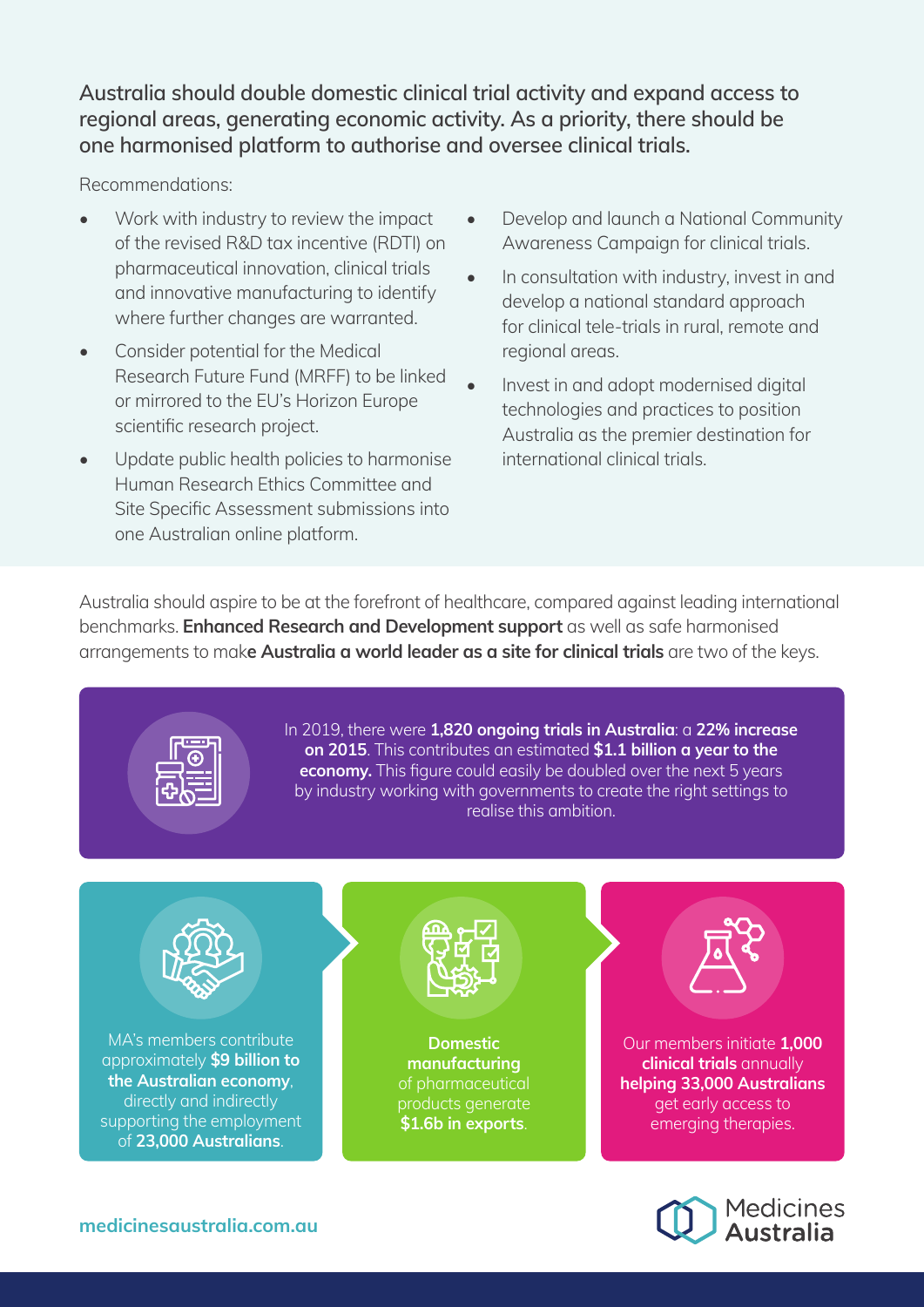**Australia should double domestic clinical trial activity and expand access to regional areas, generating economic activity. As a priority, there should be one harmonised platform to authorise and oversee clinical trials.**

Recommendations:

- Work with industry to review the impact of the revised R&D tax incentive (RDTI) on pharmaceutical innovation, clinical trials and innovative manufacturing to identify where further changes are warranted.
- Consider potential for the Medical Research Future Fund (MRFF) to be linked or mirrored to the EU's Horizon Europe scientific research project.
- Update public health policies to harmonise Human Research Ethics Committee and Site Specific Assessment submissions into one Australian online platform.
- Develop and launch a National Community Awareness Campaign for clinical trials.
- In consultation with industry, invest in and develop a national standard approach for clinical tele-trials in rural, remote and regional areas.
- Invest in and adopt modernised digital technologies and practices to position Australia as the premier destination for international clinical trials.

Australia should aspire to be at the forefront of healthcare, compared against leading international benchmarks. **Enhanced Research and Development support** as well as safe harmonised arrangements to mak**e Australia a world leader as a site for clinical trials** are two of the keys.

In 2019, there were **1,820 ongoing trials in Australia**: a **22% increase on 2015**. This contributes an estimated **$1.1 billion a year to the economy.** This figure could easily be doubled over the next 5 years by industry working with governments to create the right settings to realise this ambition.

MA's members contribute approximately **$9 billion to the Australian economy**, directly and indirectly supporting the employment of **23,000 Australians**.

**Domestic manufacturing** of pharmaceutical products generate **$1.6b in exports**.

Our members initiate **1,000 clinical trials** annually **helping 33,000 Australians** get early access to emerging therapies.

**medicinesaustralia.com.au**

Medicines Australia